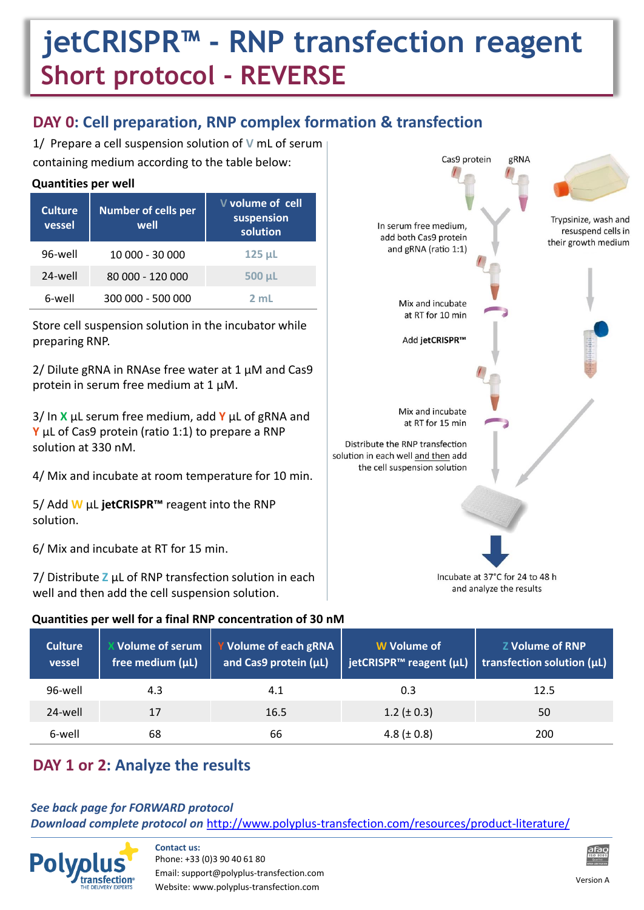# jetCRISPR™ - RNP transfection reagent

## Short protocol - REVERSE

## DAY 0: Cell preparation, RNP complex formation & transfection

1/ Prepare a cell suspension solution of V mL of serum containing medium according to the table below:

**Quantities per well**

| Culture vessel | Number of cells per well | V volume of cell suspension solution |
|---|---|---|
| 96-well | 10 000 - 30 000 | 125 µL |
| 24-well | 80 000 - 120 000 | 500 µL |
| 6-well | 300 000 - 500 000 | 2 mL |

Store cell suspension solution in the incubator while preparing RNP.

2/ Dilute gRNA in RNAse free water at 1 µM and Cas9 protein in serum free medium at 1 µM.

3/ In X µL serum free medium, add Y µL of gRNA and Y µL of Cas9 protein (ratio 1:1) to prepare a RNP solution at 330 nM.

4/ Mix and incubate at room temperature for 10 min.

5/ Add W µL **jetCRISPR™** reagent into the RNP solution.

6/ Mix and incubate at RT for 15 min.

7/ Distribute Z µL of RNP transfection solution in each well and then add the cell suspension solution.

Cas9 protein

gRNA

In serum free medium, add both Cas9 protein and gRNA (ratio 1:1)

Trypsinize, wash and resuspend cells in their growth medium

Mix and incubate at RT for 10 min

Add **jetCRISPR™**

Mix and incubate at RT for 15 min

Distribute the RNP transfection solution in each well and then add the cell suspension solution

Incubate at 37°C for 24 to 48 h and analyze the results

**Quantities per well for a final RNP concentration of 30 nM**

| Culture vessel | X Volume of serum free medium (µL) | Y Volume of each gRNA and Cas9 protein (µL) | W Volume of jetCRISPR™ reagent (µL) | Z Volume of RNP transfection solution (µL) |
|---|---|---|---|---|
| 96-well | 4.3 | 4.1 | 0.3 | 12.5 |
| 24-well | 17 | 16.5 | 1.2 (± 0.3) | 50 |
| 6-well | 68 | 66 | 4.8 (± 0.8) | 200 |

## DAY 1 or 2: Analyze the results

***See back page for FORWARD protocol***

***Download complete protocol on*** http://www.polyplus-transfection.com/resources/product-literature/

Polyplus transfection® THE DELIVERY EXPERTS

**Contact us:**
Phone: +33 (0)3 90 40 61 80
Email: support@polyplus-transfection.com
Website: www.polyplus-transfection.com

Version A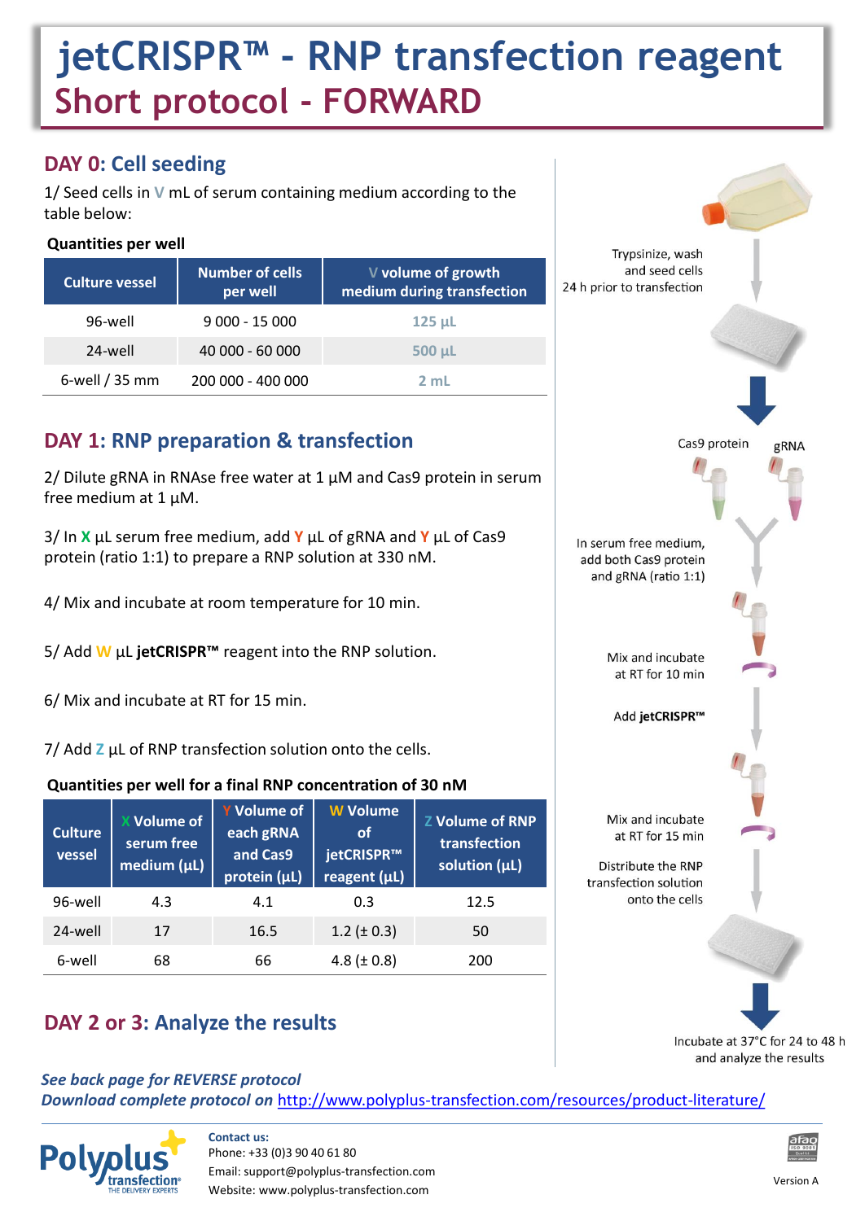// jetCRISPR™ - RNP transfection reagent
## Short protocol - FORWARD

### DAY 0: Cell seeding

1/ Seed cells in V mL of serum containing medium according to the table below:

**Quantities per well**

| Culture vessel | Number of cells per well | V volume of growth medium during transfection |
|---|---|---|
| 96-well | 9 000 - 15 000 | 125 µL |
| 24-well | 40 000 - 60 000 | 500 µL |
| 6-well / 35 mm | 200 000 - 400 000 | 2 mL |

### DAY 1: RNP preparation & transfection

2/ Dilute gRNA in RNAse free water at 1 µM and Cas9 protein in serum free medium at 1 µM.

3/ In X µL serum free medium, add Y µL of gRNA and Y µL of Cas9 protein (ratio 1:1) to prepare a RNP solution at 330 nM.

4/ Mix and incubate at room temperature for 10 min.

5/ Add W µL **jetCRISPR™** reagent into the RNP solution.

6/ Mix and incubate at RT for 15 min.

7/ Add Z µL of RNP transfection solution onto the cells.

**Quantities per well for a final RNP concentration of 30 nM**

| Culture vessel | X Volume of serum free medium (µL) | Y Volume of each gRNA and Cas9 protein (µL) | W Volume of jetCRISPR™ reagent (µL) | Z Volume of RNP transfection solution (µL) |
|---|---|---|---|---|
| 96-well | 4.3 | 4.1 | 0.3 | 12.5 |
| 24-well | 17 | 16.5 | 1.2 (± 0.3) | 50 |
| 6-well | 68 | 66 | 4.8 (± 0.8) | 200 |

### DAY 2 or 3: Analyze the results

Trypsinize, wash and seed cells 24 h prior to transfection

Cas9 protein

gRNA

In serum free medium, add both Cas9 protein and gRNA (ratio 1:1)

Mix and incubate at RT for 10 min

Add **jetCRISPR™**

Mix and incubate at RT for 15 min

Distribute the RNP transfection solution onto the cells

Incubate at 37°C for 24 to 48 h and analyze the results

***See back page for REVERSE protocol***

***Download complete protocol on*** http://www.polyplus-transfection.com/resources/product-literature/

Polyplus transfection® THE DELIVERY EXPERTS

**Contact us:**
Phone: +33 (0)3 90 40 61 80
Email: support@polyplus-transfection.com
Website: www.polyplus-transfection.com

Version A